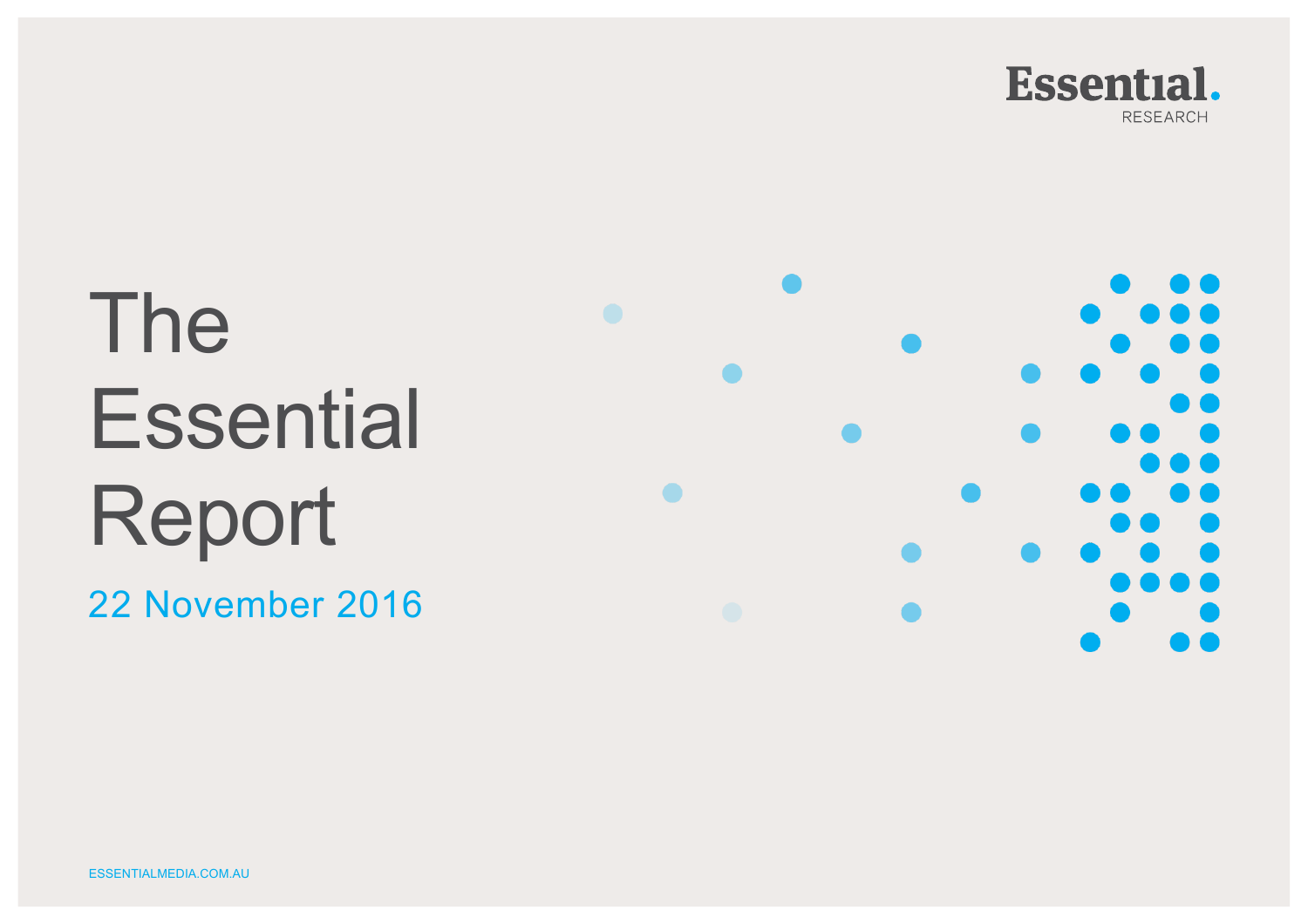Essential. RESEARCH

# The Essential Report

22 November 2016

ESSENTIALMEDIA.COM.AU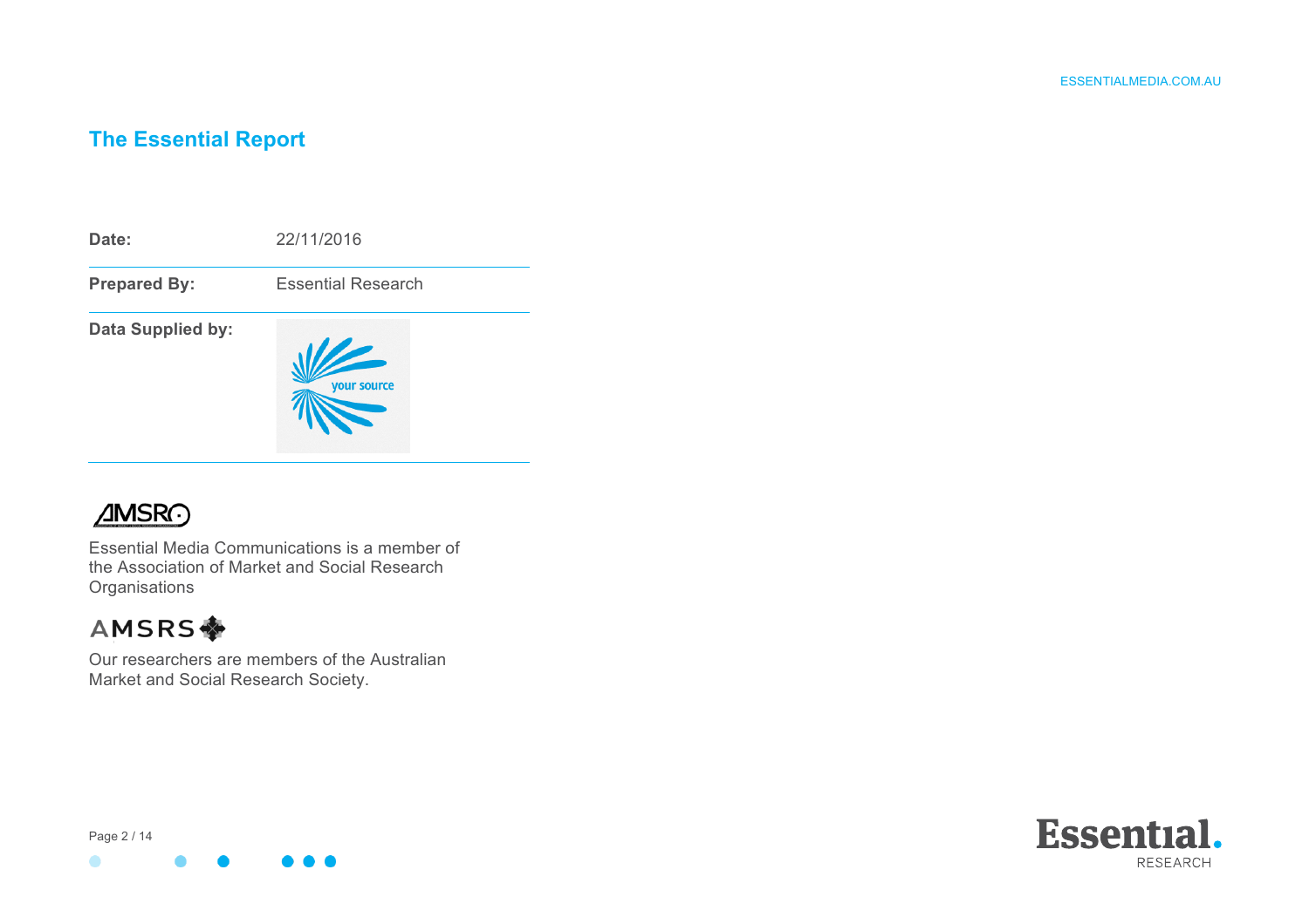# The Essential Report

| | |
|---|---|
| **Date:** | 22/11/2016 |
| **Prepared By:** | Essential Research |
| **Data Supplied by:** | your source |

AMSRO

Essential Media Communications is a member of the Association of Market and Social Research Organisations

AMSRS

Our researchers are members of the Australian Market and Social Research Society.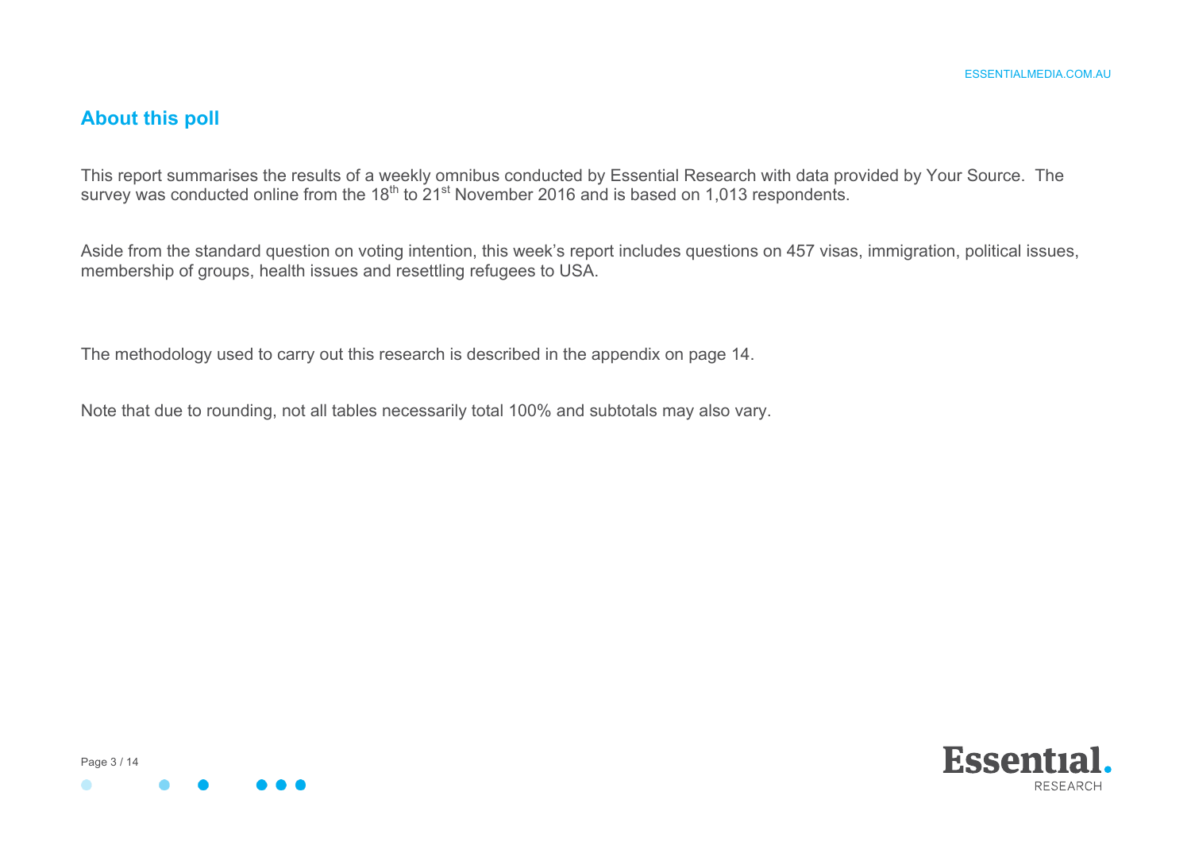## About this poll

This report summarises the results of a weekly omnibus conducted by Essential Research with data provided by Your Source. The survey was conducted online from the 18th to 21st November 2016 and is based on 1,013 respondents.

Aside from the standard question on voting intention, this week's report includes questions on 457 visas, immigration, political issues, membership of groups, health issues and resettling refugees to USA.

The methodology used to carry out this research is described in the appendix on page 14.

Note that due to rounding, not all tables necessarily total 100% and subtotals may also vary.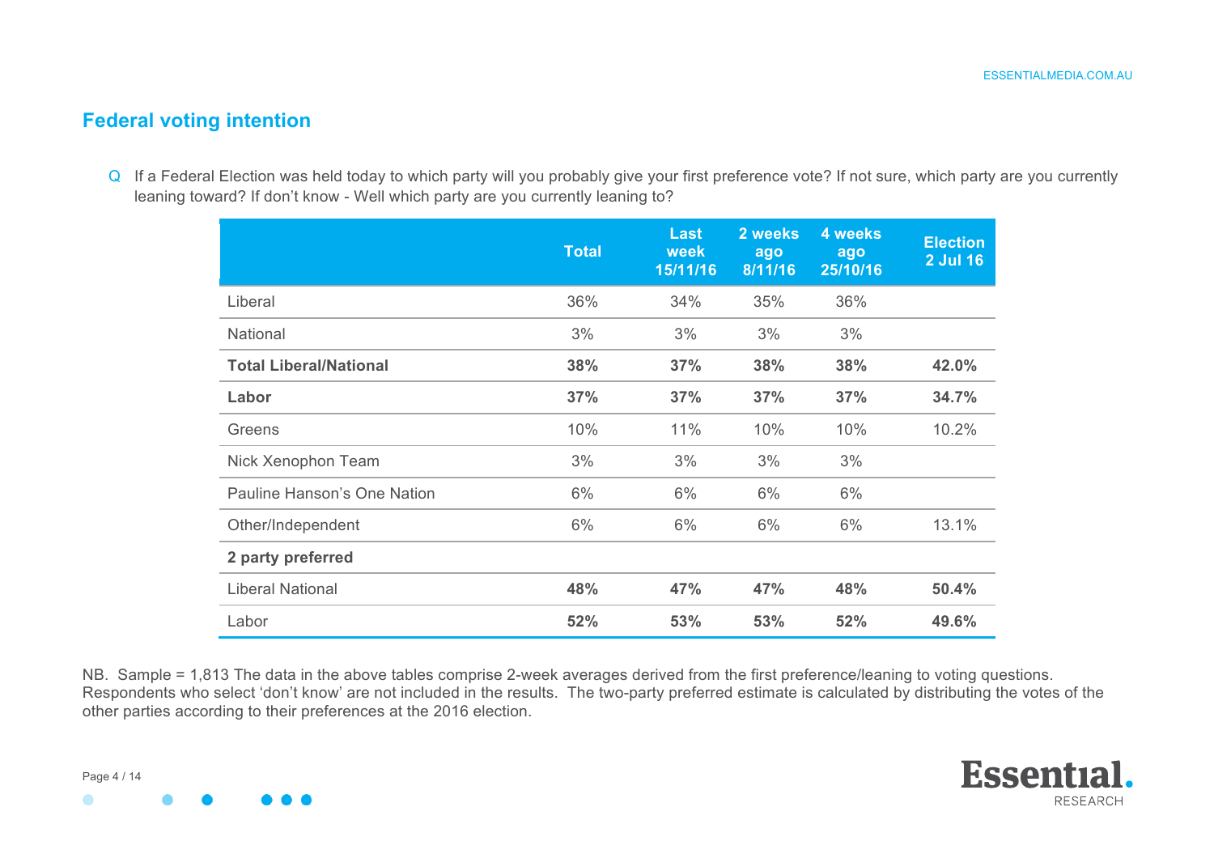## Federal voting intention

Q If a Federal Election was held today to which party will you probably give your first preference vote? If not sure, which party are you currently leaning toward? If don't know - Well which party are you currently leaning to?

| | Total | Last week 15/11/16 | 2 weeks ago 8/11/16 | 4 weeks ago 25/10/16 | Election 2 Jul 16 |
|---|---|---|---|---|---|
| Liberal | 36% | 34% | 35% | 36% | |
| National | 3% | 3% | 3% | 3% | |
| **Total Liberal/National** | **38%** | **37%** | **38%** | **38%** | **42.0%** |
| **Labor** | **37%** | **37%** | **37%** | **37%** | **34.7%** |
| Greens | 10% | 11% | 10% | 10% | 10.2% |
| Nick Xenophon Team | 3% | 3% | 3% | 3% | |
| Pauline Hanson's One Nation | 6% | 6% | 6% | 6% | |
| Other/Independent | 6% | 6% | 6% | 6% | 13.1% |
| **2 party preferred** | | | | | |
| Liberal National | **48%** | **47%** | **47%** | **48%** | **50.4%** |
| Labor | **52%** | **53%** | **53%** | **52%** | **49.6%** |

NB. Sample = 1,813 The data in the above tables comprise 2-week averages derived from the first preference/leaning to voting questions. Respondents who select 'don't know' are not included in the results. The two-party preferred estimate is calculated by distributing the votes of the other parties according to their preferences at the 2016 election.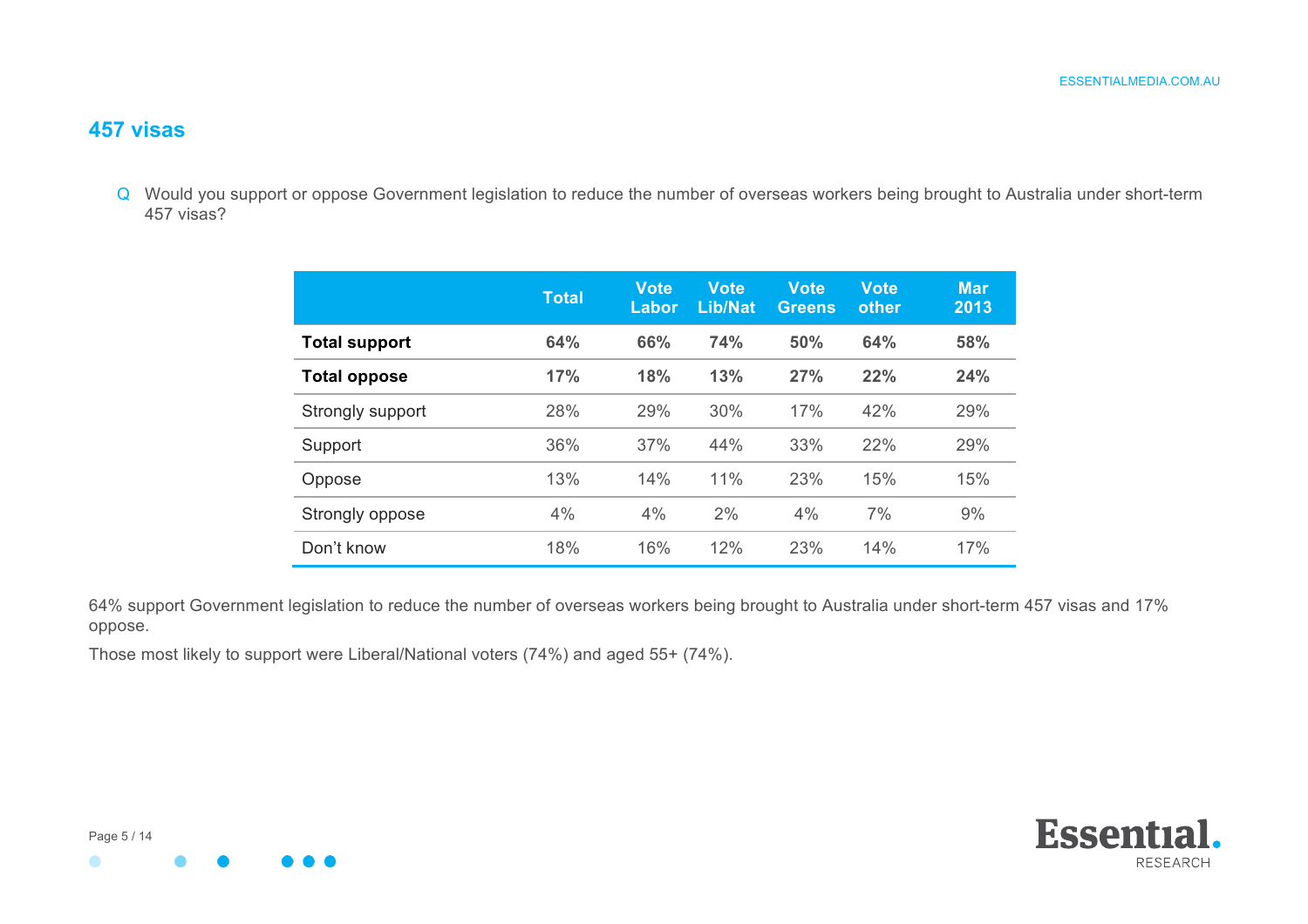## 457 visas

Q Would you support or oppose Government legislation to reduce the number of overseas workers being brought to Australia under short-term 457 visas?

| | Total | Vote Labor | Vote Lib/Nat | Vote Greens | Vote other | Mar 2013 |
|---|---|---|---|---|---|---|
| **Total support** | **64%** | **66%** | **74%** | **50%** | **64%** | **58%** |
| **Total oppose** | **17%** | **18%** | **13%** | **27%** | **22%** | **24%** |
| Strongly support | 28% | 29% | 30% | 17% | 42% | 29% |
| Support | 36% | 37% | 44% | 33% | 22% | 29% |
| Oppose | 13% | 14% | 11% | 23% | 15% | 15% |
| Strongly oppose | 4% | 4% | 2% | 4% | 7% | 9% |
| Don't know | 18% | 16% | 12% | 23% | 14% | 17% |

64% support Government legislation to reduce the number of overseas workers being brought to Australia under short-term 457 visas and 17% oppose.

Those most likely to support were Liberal/National voters (74%) and aged 55+ (74%).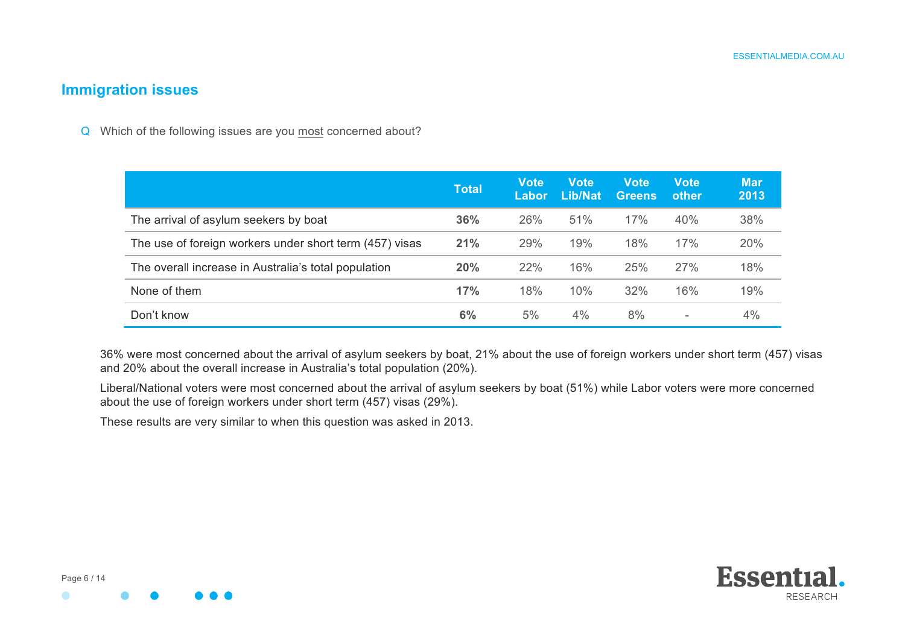## Immigration issues

Q Which of the following issues are you most concerned about?

| | Total | Vote Labor | Vote Lib/Nat | Vote Greens | Vote other | Mar 2013 |
|---|---|---|---|---|---|---|
| The arrival of asylum seekers by boat | **36%** | 26% | 51% | 17% | 40% | 38% |
| The use of foreign workers under short term (457) visas | **21%** | 29% | 19% | 18% | 17% | 20% |
| The overall increase in Australia's total population | **20%** | 22% | 16% | 25% | 27% | 18% |
| None of them | **17%** | 18% | 10% | 32% | 16% | 19% |
| Don't know | **6%** | 5% | 4% | 8% | - | 4% |

36% were most concerned about the arrival of asylum seekers by boat, 21% about the use of foreign workers under short term (457) visas and 20% about the overall increase in Australia's total population (20%).

Liberal/National voters were most concerned about the arrival of asylum seekers by boat (51%) while Labor voters were more concerned about the use of foreign workers under short term (457) visas (29%).

These results are very similar to when this question was asked in 2013.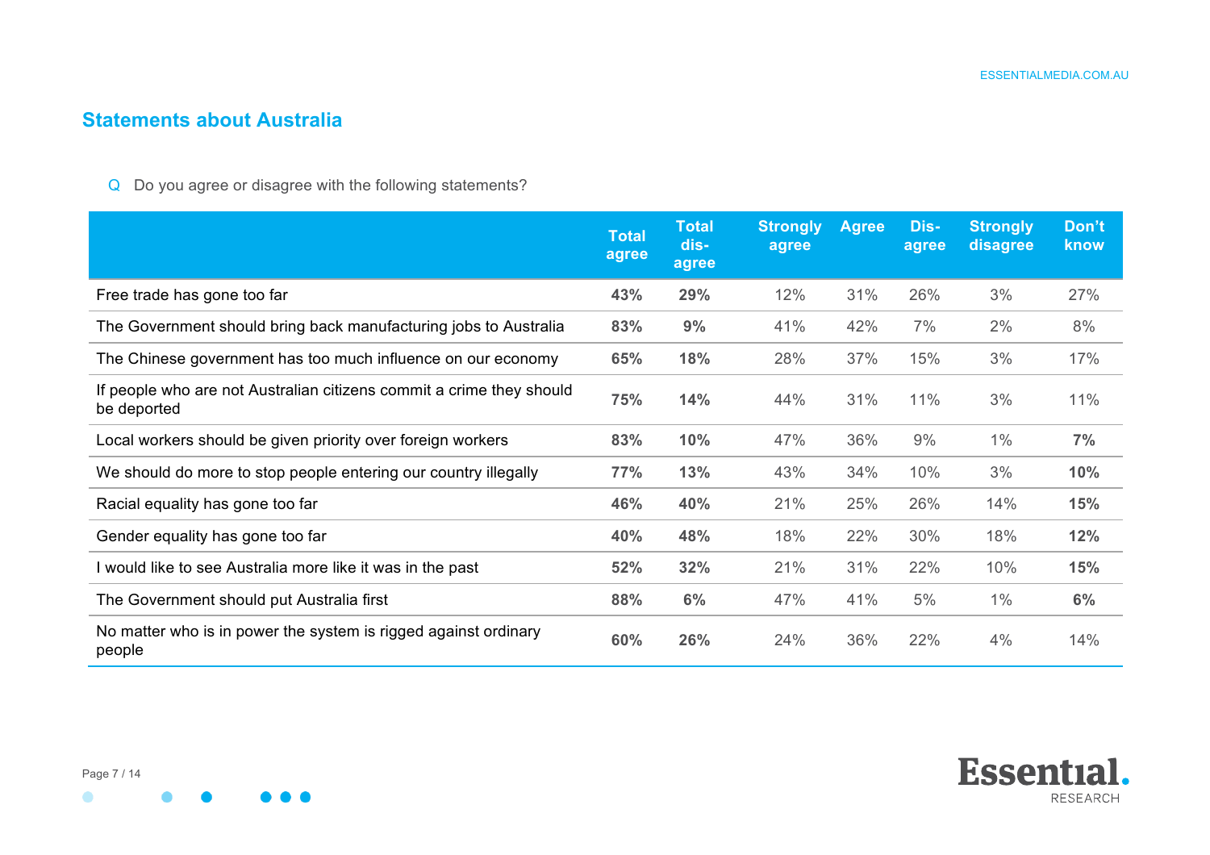## Statements about Australia

Q Do you agree or disagree with the following statements?

| | Total agree | Total dis-agree | Strongly agree | Agree | Dis-agree | Strongly disagree | Don't know |
|---|---|---|---|---|---|---|---|
| Free trade has gone too far | **43%** | **29%** | 12% | 31% | 26% | 3% | 27% |
| The Government should bring back manufacturing jobs to Australia | **83%** | **9%** | 41% | 42% | 7% | 2% | 8% |
| The Chinese government has too much influence on our economy | **65%** | **18%** | 28% | 37% | 15% | 3% | 17% |
| If people who are not Australian citizens commit a crime they should be deported | **75%** | **14%** | 44% | 31% | 11% | 3% | 11% |
| Local workers should be given priority over foreign workers | **83%** | **10%** | 47% | 36% | 9% | 1% | **7%** |
| We should do more to stop people entering our country illegally | **77%** | **13%** | 43% | 34% | 10% | 3% | **10%** |
| Racial equality has gone too far | **46%** | **40%** | 21% | 25% | 26% | 14% | **15%** |
| Gender equality has gone too far | **40%** | **48%** | 18% | 22% | 30% | 18% | **12%** |
| I would like to see Australia more like it was in the past | **52%** | **32%** | 21% | 31% | 22% | 10% | **15%** |
| The Government should put Australia first | **88%** | **6%** | 47% | 41% | 5% | 1% | **6%** |
| No matter who is in power the system is rigged against ordinary people | **60%** | **26%** | 24% | 36% | 22% | 4% | 14% |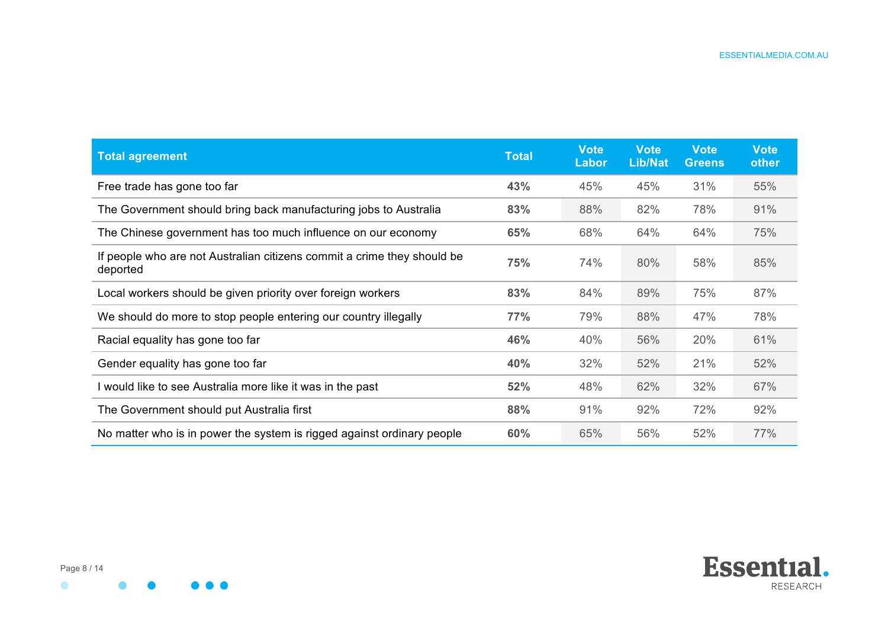| Total agreement | Total | Vote Labor | Vote Lib/Nat | Vote Greens | Vote other |
|---|---|---|---|---|---|
| Free trade has gone too far | **43%** | 45% | 45% | 31% | 55% |
| The Government should bring back manufacturing jobs to Australia | **83%** | 88% | 82% | 78% | 91% |
| The Chinese government has too much influence on our economy | **65%** | 68% | 64% | 64% | 75% |
| If people who are not Australian citizens commit a crime they should be deported | **75%** | 74% | 80% | 58% | 85% |
| Local workers should be given priority over foreign workers | **83%** | 84% | 89% | 75% | 87% |
| We should do more to stop people entering our country illegally | **77%** | 79% | 88% | 47% | 78% |
| Racial equality has gone too far | **46%** | 40% | 56% | 20% | 61% |
| Gender equality has gone too far | **40%** | 32% | 52% | 21% | 52% |
| I would like to see Australia more like it was in the past | **52%** | 48% | 62% | 32% | 67% |
| The Government should put Australia first | **88%** | 91% | 92% | 72% | 92% |
| No matter who is in power the system is rigged against ordinary people | **60%** | 65% | 56% | 52% | 77% |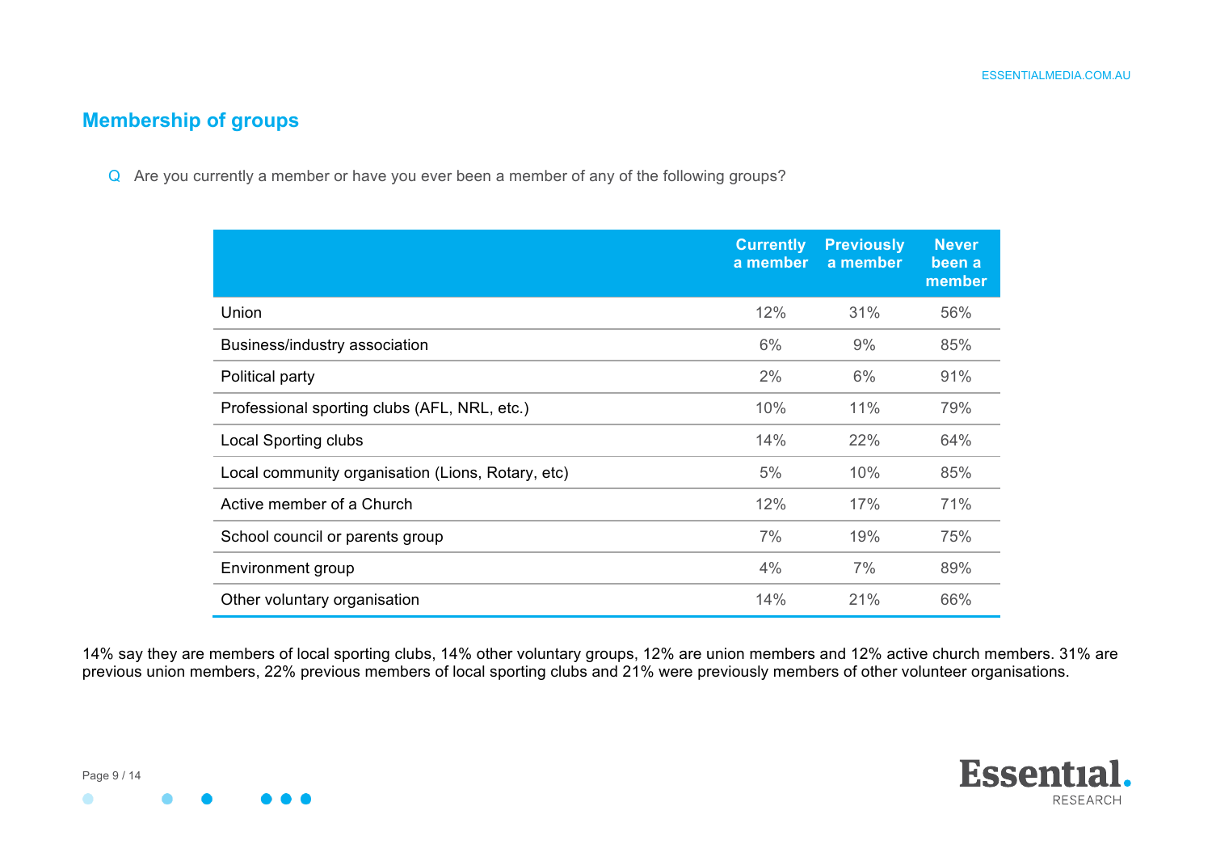## Membership of groups

Q Are you currently a member or have you ever been a member of any of the following groups?

| | Currently a member | Previously a member | Never been a member |
|---|---|---|---|
| Union | 12% | 31% | 56% |
| Business/industry association | 6% | 9% | 85% |
| Political party | 2% | 6% | 91% |
| Professional sporting clubs (AFL, NRL, etc.) | 10% | 11% | 79% |
| Local Sporting clubs | 14% | 22% | 64% |
| Local community organisation (Lions, Rotary, etc) | 5% | 10% | 85% |
| Active member of a Church | 12% | 17% | 71% |
| School council or parents group | 7% | 19% | 75% |
| Environment group | 4% | 7% | 89% |
| Other voluntary organisation | 14% | 21% | 66% |

14% say they are members of local sporting clubs, 14% other voluntary groups, 12% are union members and 12% active church members. 31% are previous union members, 22% previous members of local sporting clubs and 21% were previously members of other volunteer organisations.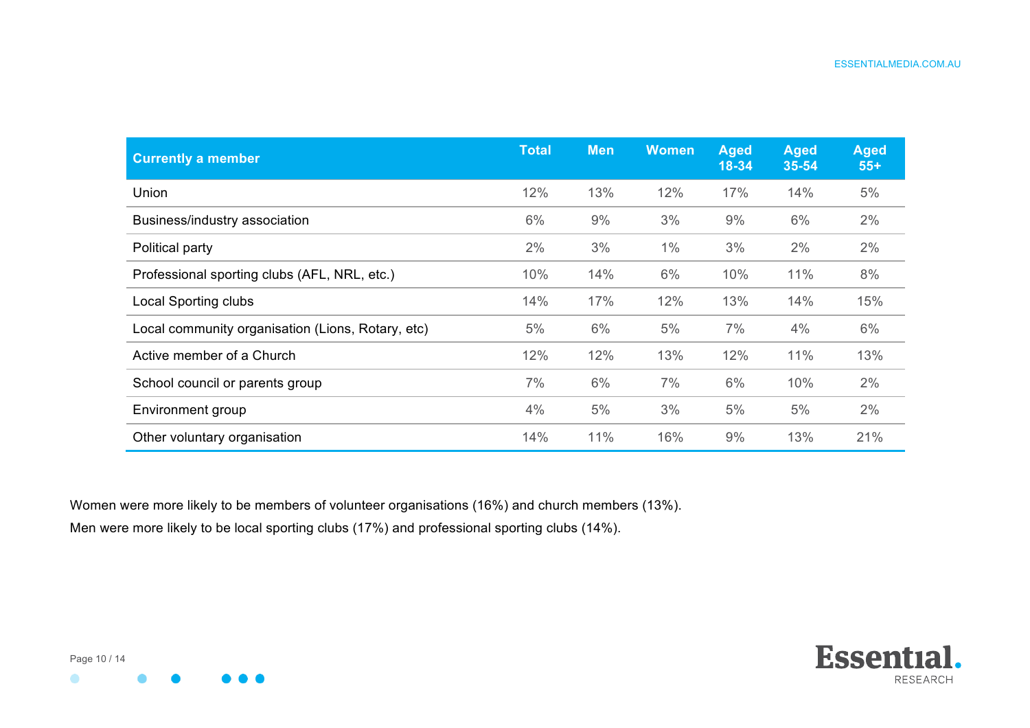| Currently a member | Total | Men | Women | Aged 18-34 | Aged 35-54 | Aged 55+ |
|---|---|---|---|---|---|---|
| Union | 12% | 13% | 12% | 17% | 14% | 5% |
| Business/industry association | 6% | 9% | 3% | 9% | 6% | 2% |
| Political party | 2% | 3% | 1% | 3% | 2% | 2% |
| Professional sporting clubs (AFL, NRL, etc.) | 10% | 14% | 6% | 10% | 11% | 8% |
| Local Sporting clubs | 14% | 17% | 12% | 13% | 14% | 15% |
| Local community organisation (Lions, Rotary, etc) | 5% | 6% | 5% | 7% | 4% | 6% |
| Active member of a Church | 12% | 12% | 13% | 12% | 11% | 13% |
| School council or parents group | 7% | 6% | 7% | 6% | 10% | 2% |
| Environment group | 4% | 5% | 3% | 5% | 5% | 2% |
| Other voluntary organisation | 14% | 11% | 16% | 9% | 13% | 21% |

Women were more likely to be members of volunteer organisations (16%) and church members (13%).

Men were more likely to be local sporting clubs (17%) and professional sporting clubs (14%).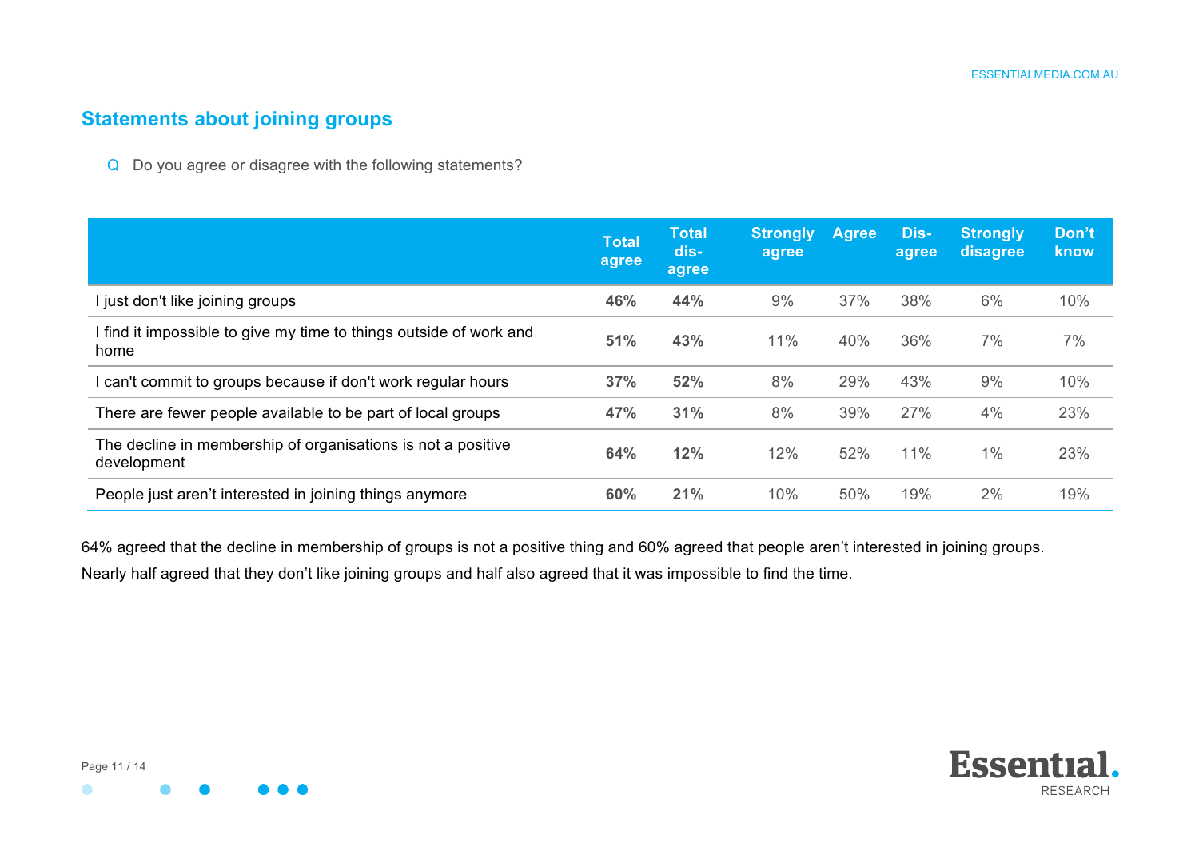## Statements about joining groups

Q Do you agree or disagree with the following statements?

| | Total agree | Total dis-agree | Strongly agree | Agree | Dis-agree | Strongly disagree | Don't know |
|---|---|---|---|---|---|---|---|
| I just don't like joining groups | **46%** | **44%** | 9% | 37% | 38% | 6% | 10% |
| I find it impossible to give my time to things outside of work and home | **51%** | **43%** | 11% | 40% | 36% | 7% | 7% |
| I can't commit to groups because if don't work regular hours | **37%** | **52%** | 8% | 29% | 43% | 9% | 10% |
| There are fewer people available to be part of local groups | **47%** | **31%** | 8% | 39% | 27% | 4% | 23% |
| The decline in membership of organisations is not a positive development | **64%** | **12%** | 12% | 52% | 11% | 1% | 23% |
| People just aren't interested in joining things anymore | **60%** | **21%** | 10% | 50% | 19% | 2% | 19% |

64% agreed that the decline in membership of groups is not a positive thing and 60% agreed that people aren't interested in joining groups.

Nearly half agreed that they don't like joining groups and half also agreed that it was impossible to find the time.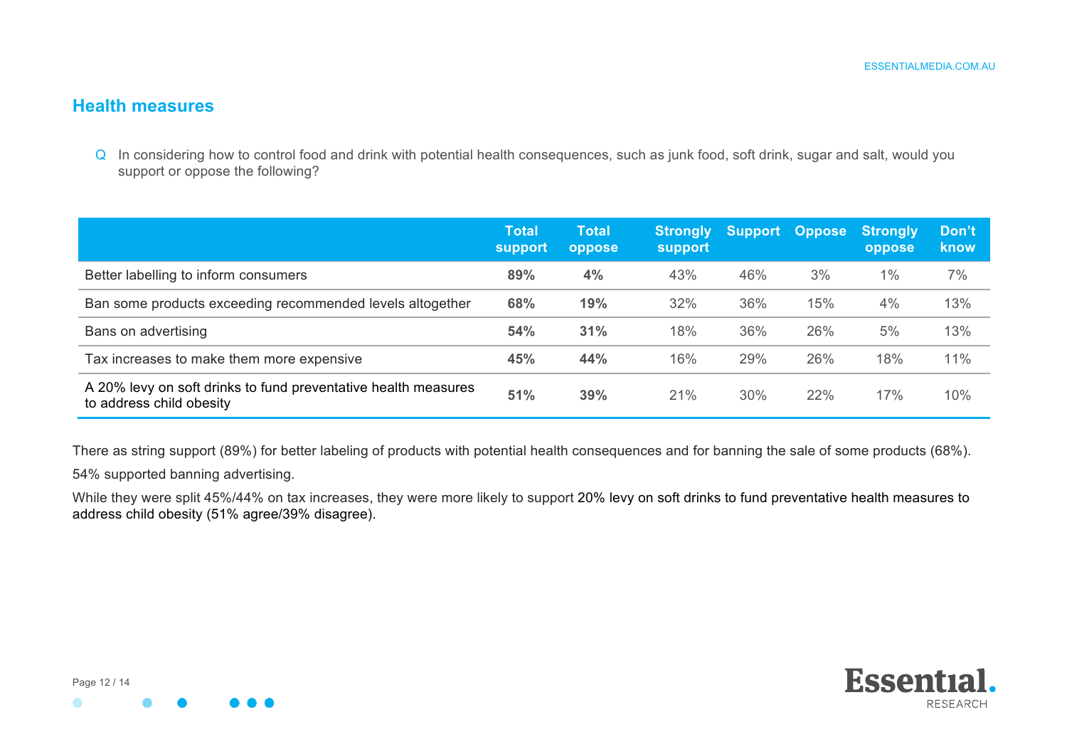## Health measures

Q In considering how to control food and drink with potential health consequences, such as junk food, soft drink, sugar and salt, would you support or oppose the following?

| | Total support | Total oppose | Strongly support | Support | Oppose | Strongly oppose | Don't know |
|---|---|---|---|---|---|---|---|
| Better labelling to inform consumers | **89%** | **4%** | 43% | 46% | 3% | 1% | 7% |
| Ban some products exceeding recommended levels altogether | **68%** | **19%** | 32% | 36% | 15% | 4% | 13% |
| Bans on advertising | **54%** | **31%** | 18% | 36% | 26% | 5% | 13% |
| Tax increases to make them more expensive | **45%** | **44%** | 16% | 29% | 26% | 18% | 11% |
| A 20% levy on soft drinks to fund preventative health measures to address child obesity | **51%** | **39%** | 21% | 30% | 22% | 17% | 10% |

There as string support (89%) for better labeling of products with potential health consequences and for banning the sale of some products (68%).

54% supported banning advertising.

While they were split 45%/44% on tax increases, they were more likely to support 20% levy on soft drinks to fund preventative health measures to address child obesity (51% agree/39% disagree).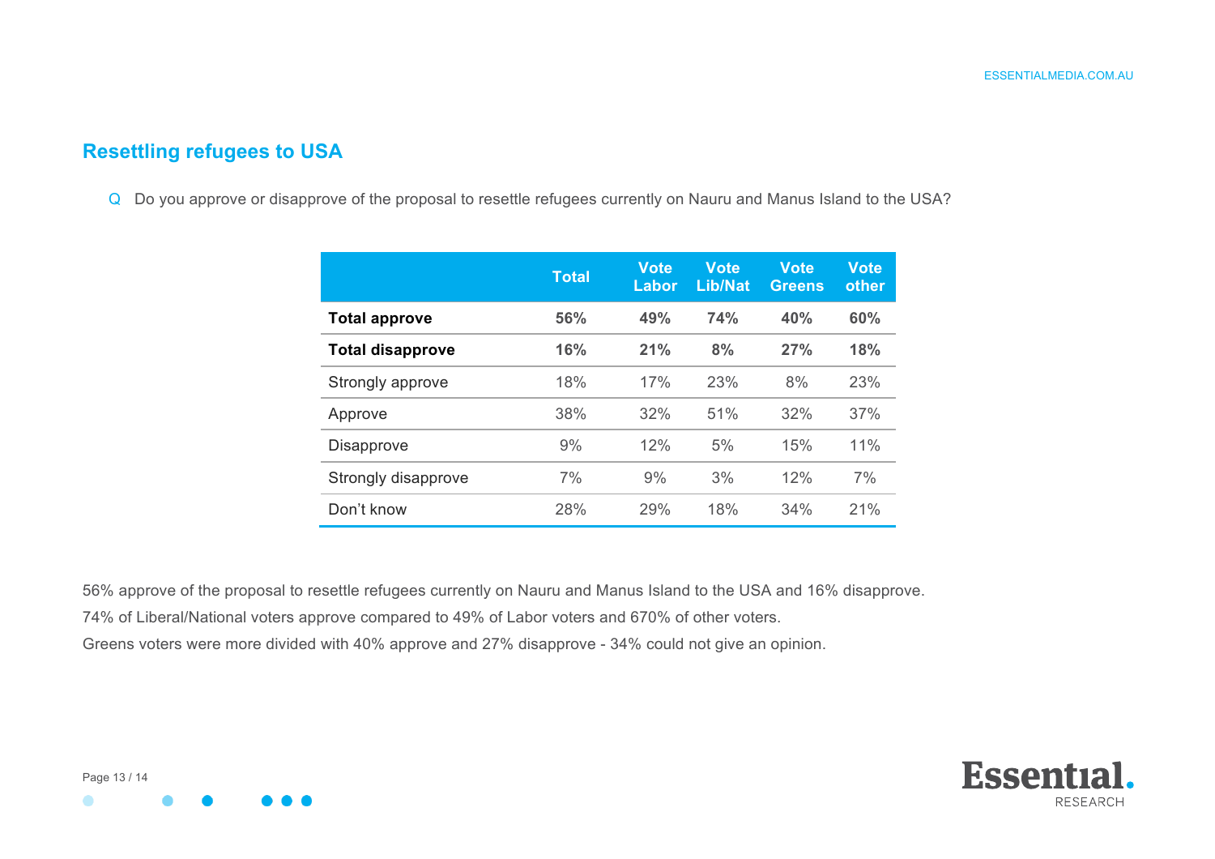## Resettling refugees to USA

Q Do you approve or disapprove of the proposal to resettle refugees currently on Nauru and Manus Island to the USA?

| | Total | Vote Labor | Vote Lib/Nat | Vote Greens | Vote other |
|---|---|---|---|---|---|
| **Total approve** | **56%** | **49%** | **74%** | **40%** | **60%** |
| **Total disapprove** | **16%** | **21%** | **8%** | **27%** | **18%** |
| Strongly approve | 18% | 17% | 23% | 8% | 23% |
| Approve | 38% | 32% | 51% | 32% | 37% |
| Disapprove | 9% | 12% | 5% | 15% | 11% |
| Strongly disapprove | 7% | 9% | 3% | 12% | 7% |
| Don't know | 28% | 29% | 18% | 34% | 21% |

56% approve of the proposal to resettle refugees currently on Nauru and Manus Island to the USA and 16% disapprove.

74% of Liberal/National voters approve compared to 49% of Labor voters and 670% of other voters.

Greens voters were more divided with 40% approve and 27% disapprove - 34% could not give an opinion.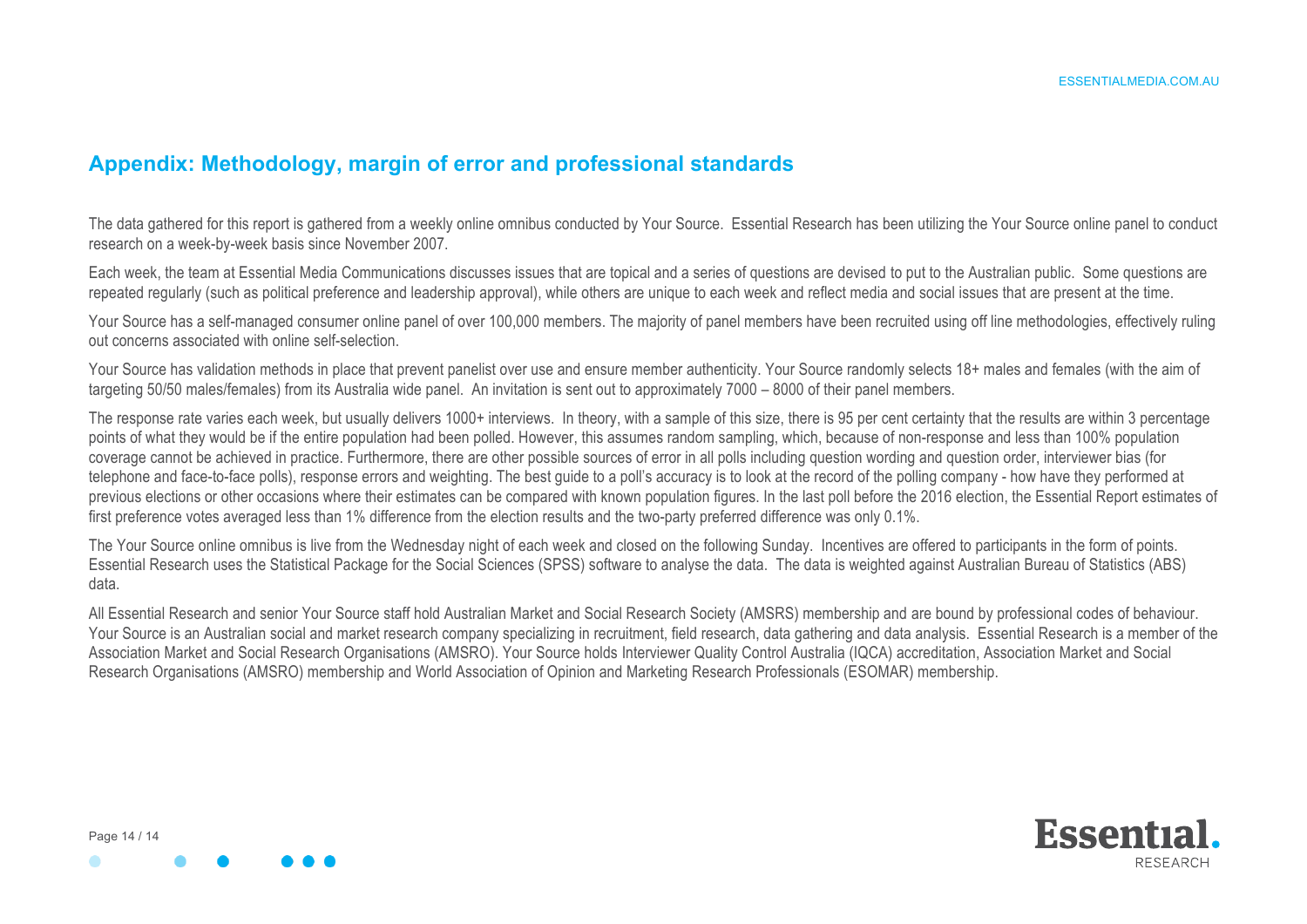## Appendix: Methodology, margin of error and professional standards

The data gathered for this report is gathered from a weekly online omnibus conducted by Your Source. Essential Research has been utilizing the Your Source online panel to conduct research on a week-by-week basis since November 2007.

Each week, the team at Essential Media Communications discusses issues that are topical and a series of questions are devised to put to the Australian public. Some questions are repeated regularly (such as political preference and leadership approval), while others are unique to each week and reflect media and social issues that are present at the time.

Your Source has a self-managed consumer online panel of over 100,000 members. The majority of panel members have been recruited using off line methodologies, effectively ruling out concerns associated with online self-selection.

Your Source has validation methods in place that prevent panelist over use and ensure member authenticity. Your Source randomly selects 18+ males and females (with the aim of targeting 50/50 males/females) from its Australia wide panel. An invitation is sent out to approximately 7000 – 8000 of their panel members.

The response rate varies each week, but usually delivers 1000+ interviews. In theory, with a sample of this size, there is 95 per cent certainty that the results are within 3 percentage points of what they would be if the entire population had been polled. However, this assumes random sampling, which, because of non-response and less than 100% population coverage cannot be achieved in practice. Furthermore, there are other possible sources of error in all polls including question wording and question order, interviewer bias (for telephone and face-to-face polls), response errors and weighting. The best guide to a poll's accuracy is to look at the record of the polling company - how have they performed at previous elections or other occasions where their estimates can be compared with known population figures. In the last poll before the 2016 election, the Essential Report estimates of first preference votes averaged less than 1% difference from the election results and the two-party preferred difference was only 0.1%.

The Your Source online omnibus is live from the Wednesday night of each week and closed on the following Sunday. Incentives are offered to participants in the form of points. Essential Research uses the Statistical Package for the Social Sciences (SPSS) software to analyse the data. The data is weighted against Australian Bureau of Statistics (ABS) data.

All Essential Research and senior Your Source staff hold Australian Market and Social Research Society (AMSRS) membership and are bound by professional codes of behaviour. Your Source is an Australian social and market research company specializing in recruitment, field research, data gathering and data analysis. Essential Research is a member of the Association Market and Social Research Organisations (AMSRO). Your Source holds Interviewer Quality Control Australia (IQCA) accreditation, Association Market and Social Research Organisations (AMSRO) membership and World Association of Opinion and Marketing Research Professionals (ESOMAR) membership.